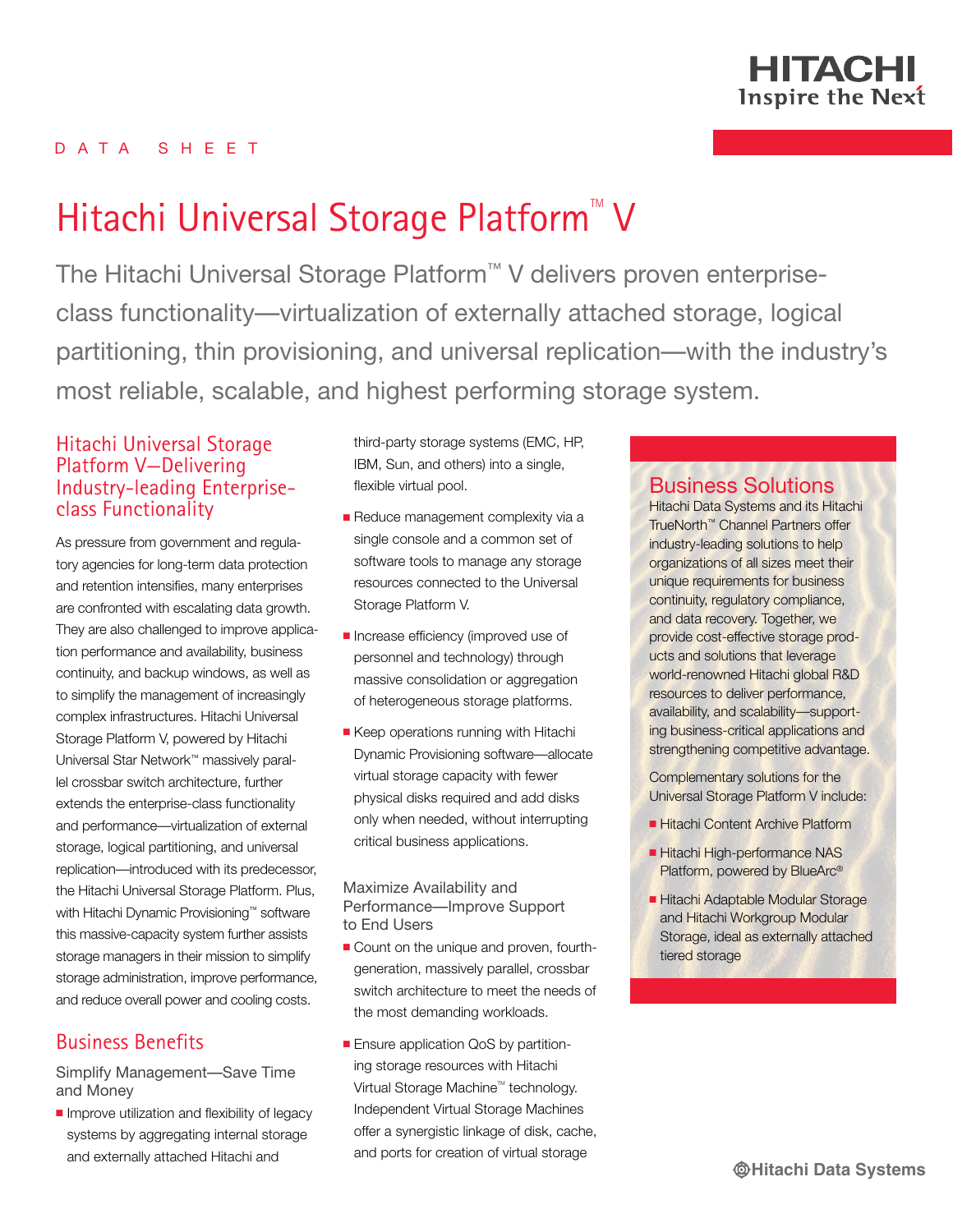DATA SHEET

# Hitachi Universal Storage Platform™ V

The Hitachi Universal Storage Platform™ V delivers proven enterprise-class functionality—virtualization of externally attached storage, logical partitioning, thin provisioning, and universal replication—with the industry's most reliable, scalable, and highest performing storage system.

## Hitachi Universal Storage Platform V—Delivering Industry-leading Enterprise-class Functionality

As pressure from government and regulatory agencies for long-term data protection and retention intensifies, many enterprises are confronted with escalating data growth. They are also challenged to improve application performance and availability, business continuity, and backup windows, as well as to simplify the management of increasingly complex infrastructures. Hitachi Universal Storage Platform V, powered by Hitachi Universal Star Network™ massively parallel crossbar switch architecture, further extends the enterprise-class functionality and performance—virtualization of external storage, logical partitioning, and universal replication—introduced with its predecessor, the Hitachi Universal Storage Platform. Plus, with Hitachi Dynamic Provisioning™ software this massive-capacity system further assists storage managers in their mission to simplify storage administration, improve performance, and reduce overall power and cooling costs.

## Business Benefits

### Simplify Management—Save Time and Money

- Improve utilization and flexibility of legacy systems by aggregating internal storage and externally attached Hitachi and third-party storage systems (EMC, HP, IBM, Sun, and others) into a single, flexible virtual pool.
- Reduce management complexity via a single console and a common set of software tools to manage any storage resources connected to the Universal Storage Platform V.
- Increase efficiency (improved use of personnel and technology) through massive consolidation or aggregation of heterogeneous storage platforms.
- Keep operations running with Hitachi Dynamic Provisioning software—allocate virtual storage capacity with fewer physical disks required and add disks only when needed, without interrupting critical business applications.

### Maximize Availability and Performance—Improve Support to End Users

- Count on the unique and proven, fourth-generation, massively parallel, crossbar switch architecture to meet the needs of the most demanding workloads.
- Ensure application QoS by partitioning storage resources with Hitachi Virtual Storage Machine™ technology. Independent Virtual Storage Machines offer a synergistic linkage of disk, cache, and ports for creation of virtual storage

## Business Solutions

Hitachi Data Systems and its Hitachi TrueNorth™ Channel Partners offer industry-leading solutions to help organizations of all sizes meet their unique requirements for business continuity, regulatory compliance, and data recovery. Together, we provide cost-effective storage products and solutions that leverage world-renowned Hitachi global R&D resources to deliver performance, availability, and scalability—supporting business-critical applications and strengthening competitive advantage.

Complementary solutions for the Universal Storage Platform V include:

- Hitachi Content Archive Platform
- Hitachi High-performance NAS Platform, powered by BlueArc®
- Hitachi Adaptable Modular Storage and Hitachi Workgroup Modular Storage, ideal as externally attached tiered storage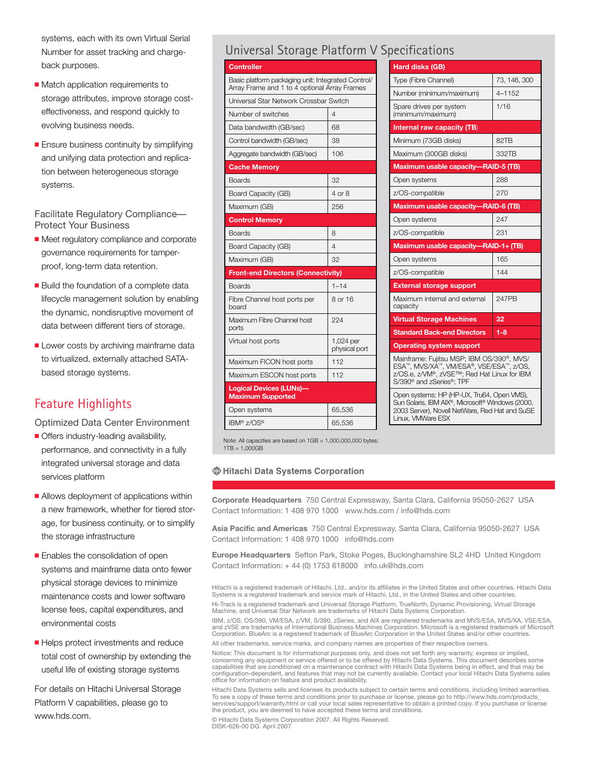systems, each with its own Virtual Serial Number for asset tracking and charge-back purposes.

- Match application requirements to storage attributes, improve storage cost-effectiveness, and respond quickly to evolving business needs.
- Ensure business continuity by simplifying and unifying data protection and replication between heterogeneous storage systems.

### Facilitate Regulatory Compliance—Protect Your Business

- Meet regulatory compliance and corporate governance requirements for tamper-proof, long-term data retention.
- Build the foundation of a complete data lifecycle management solution by enabling the dynamic, nondisruptive movement of data between different tiers of storage.
- Lower costs by archiving mainframe data to virtualized, externally attached SATA-based storage systems.

## Feature Highlights

### Optimized Data Center Environment

- Offers industry-leading availability, performance, and connectivity in a fully integrated universal storage and data services platform
- Allows deployment of applications within a new framework, whether for tiered storage, for business continuity, or to simplify the storage infrastructure
- Enables the consolidation of open systems and mainframe data onto fewer physical storage devices to minimize maintenance costs and lower software license fees, capital expenditures, and environmental costs
- Helps protect investments and reduce total cost of ownership by extending the useful life of existing storage systems

For details on Hitachi Universal Storage Platform V capabilities, please go to www.hds.com.

## Universal Storage Platform V Specifications

| **Controller** | |
|---|---|
| Basic platform packaging unit: Integrated Control/Array Frame and 1 to 4 optional Array Frames | |
| Universal Star Network Crossbar Switch | |
| Number of switches | 4 |
| Data bandwidth (GB/sec) | 68 |
| Control bandwidth (GB/sec) | 38 |
| Aggregate bandwidth (GB/sec) | 106 |
| **Cache Memory** | |
| Boards | 32 |
| Board Capacity (GB) | 4 or 8 |
| Maximum (GB) | 256 |
| **Control Memory** | |
| Boards | 8 |
| Board Capacity (GB) | 4 |
| Maximum (GB) | 32 |
| **Front-end Directors (Connectivity)** | |
| Boards | 1–14 |
| Fibre Channel host ports per board | 8 or 16 |
| Maximum Fibre Channel host ports | 224 |
| Virtual host ports | 1,024 per physical port |
| Maximum FICON host ports | 112 |
| Maximum ESCON host ports | 112 |
| **Logical Devices (LUNs)—Maximum Supported** | |
| Open systems | 65,536 |
| IBM® z/OS® | 65,536 |

| **Hard disks (GB)** | |
|---|---|
| Type (Fibre Channel) | 73, 146, 300 |
| Number (minimum/maximum) | 4–1152 |
| Spare drives per system (minimum/maximum) | 1/16 |
| **Internal raw capacity (TB)** | |
| Minimum (73GB disks) | 82TB |
| Maximum (300GB disks) | 332TB |
| **Maximum usable capacity—RAID-5 (TB)** | |
| Open systems | 288 |
| z/OS-compatible | 270 |
| **Maximum usable capacity—RAID-6 (TB)** | |
| Open systems | 247 |
| z/OS-compatible | 231 |
| **Maximum usable capacity—RAID-1+ (TB)** | |
| Open systems | 165 |
| z/OS-compatible | 144 |
| **External storage support** | |
| Maximum internal and external capacity | 247PB |
| **Virtual Storage Machines** | **32** |
| **Standard Back-end Directors** | **1-8** |
| **Operating system support** | |
| Mainframe: Fujitsu MSP; IBM OS/390®, MVS/ESA™, MVS/XA™, VM/ESA®, VSE/ESA™, z/OS, z/OS.e, z/VM®, zVSE™; Red Hat Linux for IBM S/390® and zSeries®; TPF | |
| Open systems: HP (HP-UX, Tru64, Open VMS), Sun Solaris, IBM AIX®, Microsoft® Windows (2000, 2003 Server), Novell NetWare, Red Hat and SuSE Linux, VMWare ESX | |

Note: All capacities are based on 1GB = 1,000,000,000 bytes; 1TB = 1,000GB

**Hitachi Data Systems Corporation**

**Corporate Headquarters** 750 Central Expressway, Santa Clara, California 95050-2627 USA
Contact Information: 1 408 970 1000 www.hds.com / info@hds.com

**Asia Pacific and Americas** 750 Central Expressway, Santa Clara, California 95050-2627 USA
Contact Information: 1 408 970 1000 info@hds.com

**Europe Headquarters** Sefton Park, Stoke Poges, Buckinghamshire SL2 4HD United Kingdom
Contact Information: + 44 (0) 1753 618000 info.uk@hds.com

Hitachi is a registered trademark of Hitachi, Ltd., and/or its affiliates in the United States and other countries. Hitachi Data Systems is a registered trademark and service mark of Hitachi, Ltd., in the United States and other countries.

Hi-Track is a registered trademark and Universal Storage Platform, TrueNorth, Dynamic Provisioning, Virtual Storage Machine, and Universal Star Network are trademarks of Hitachi Data Systems Corporation.

IBM, z/OS, OS/390, VM/ESA, z/VM, S/390, zSeries, and AIX are registered trademarks and MVS/ESA, MVS/XA, VSE/ESA, and zVSE are trademarks of International Business Machines Corporation. Microsoft is a registered trademark of Microsoft Corporation. BlueArc is a registered trademark of BlueArc Corporation in the United States and/or other countries.

All other trademarks, service marks, and company names are properties of their respective owners.

Notice: This document is for informational purposes only, and does not set forth any warranty, express or implied, concerning any equipment or service offered or to be offered by Hitachi Data Systems. This document describes some capabilities that are conditioned on a maintenance contract with Hitachi Data Systems being in effect, and that may be configuration-dependent, and features that may not be currently available. Contact your local Hitachi Data Systems sales office for information on feature and product availability.

Hitachi Data Systems sells and licenses its products subject to certain terms and conditions, including limited warranties. To see a copy of these terms and conditions prior to purchase or license, please go to http://www.hds.com/products_services/support/warranty.html or call your local sales representative to obtain a printed copy. If you purchase or license the product, you are deemed to have accepted these terms and conditions.

© Hitachi Data Systems Corporation 2007. All Rights Reserved.
DISK-626-00 DG April 2007